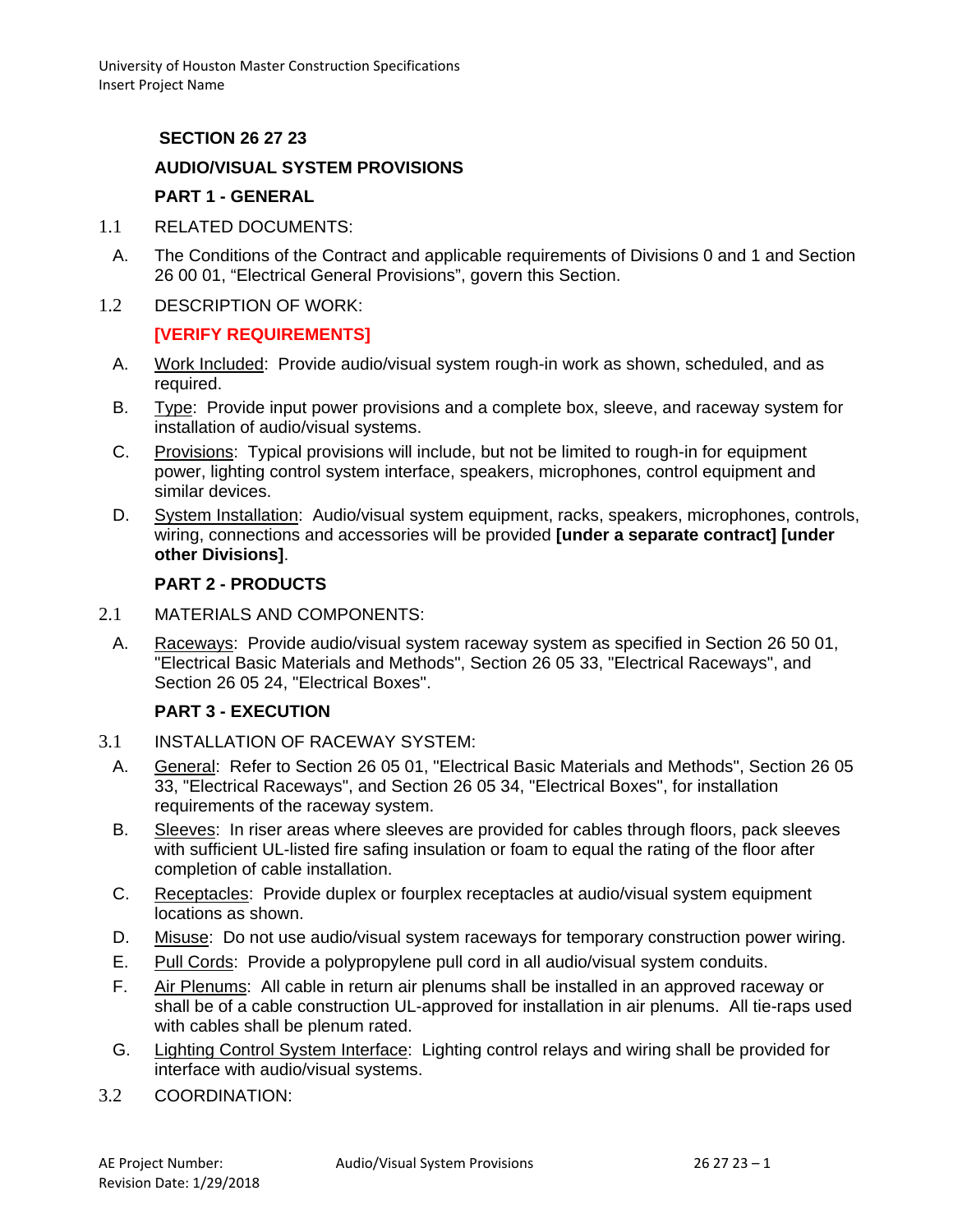# SECTION 26 27 23

## AUDIO/VISUAL SYSTEM PROVISIONS

## PART 1 - GENERAL

1.1 RELATED DOCUMENTS:

A. The Conditions of the Contract and applicable requirements of Divisions 0 and 1 and Section 26 00 01, "Electrical General Provisions", govern this Section.

1.2 DESCRIPTION OF WORK:

**[VERIFY REQUIREMENTS]**

A. Work Included: Provide audio/visual system rough-in work as shown, scheduled, and as required.

B. Type: Provide input power provisions and a complete box, sleeve, and raceway system for installation of audio/visual systems.

C. Provisions: Typical provisions will include, but not be limited to rough-in for equipment power, lighting control system interface, speakers, microphones, control equipment and similar devices.

D. System Installation: Audio/visual system equipment, racks, speakers, microphones, controls, wiring, connections and accessories will be provided **[under a separate contract] [under other Divisions]**.

## PART 2 - PRODUCTS

2.1 MATERIALS AND COMPONENTS:

A. Raceways: Provide audio/visual system raceway system as specified in Section 26 50 01, "Electrical Basic Materials and Methods", Section 26 05 33, "Electrical Raceways", and Section 26 05 24, "Electrical Boxes".

## PART 3 - EXECUTION

3.1 INSTALLATION OF RACEWAY SYSTEM:

A. General: Refer to Section 26 05 01, "Electrical Basic Materials and Methods", Section 26 05 33, "Electrical Raceways", and Section 26 05 34, "Electrical Boxes", for installation requirements of the raceway system.

B. Sleeves: In riser areas where sleeves are provided for cables through floors, pack sleeves with sufficient UL-listed fire safing insulation or foam to equal the rating of the floor after completion of cable installation.

C. Receptacles: Provide duplex or fourplex receptacles at audio/visual system equipment locations as shown.

D. Misuse: Do not use audio/visual system raceways for temporary construction power wiring.

E. Pull Cords: Provide a polypropylene pull cord in all audio/visual system conduits.

F. Air Plenums: All cable in return air plenums shall be installed in an approved raceway or shall be of a cable construction UL-approved for installation in air plenums. All tie-raps used with cables shall be plenum rated.

G. Lighting Control System Interface: Lighting control relays and wiring shall be provided for interface with audio/visual systems.

3.2 COORDINATION: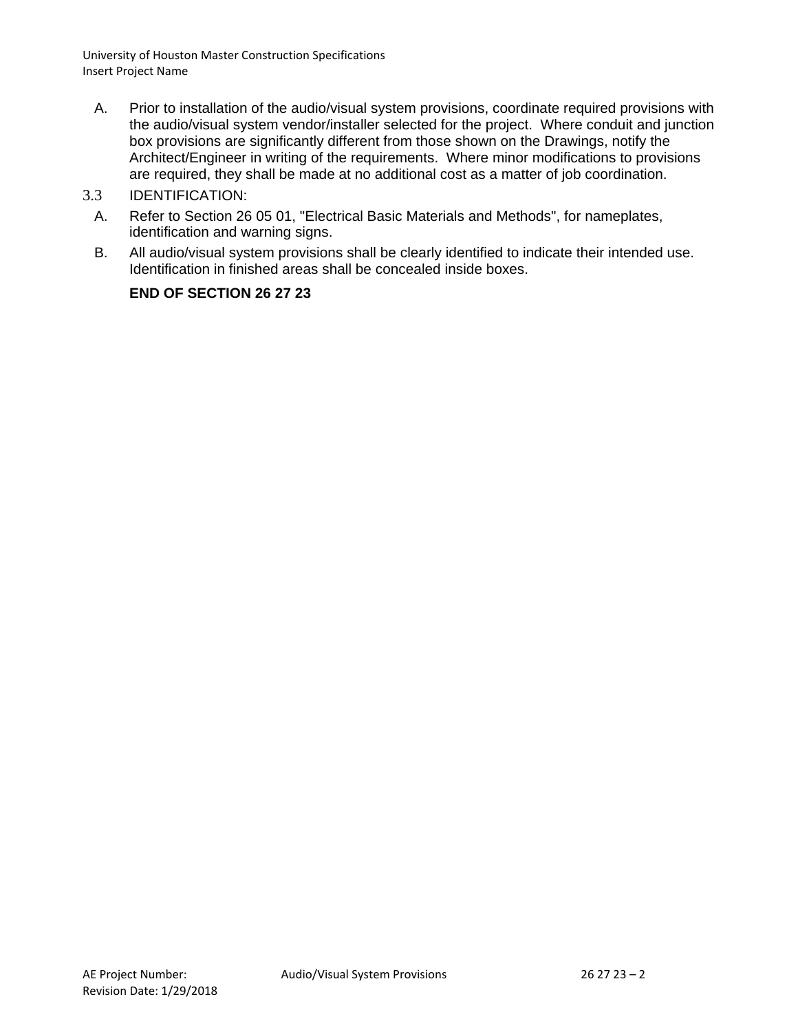A. Prior to installation of the audio/visual system provisions, coordinate required provisions with the audio/visual system vendor/installer selected for the project. Where conduit and junction box provisions are significantly different from those shown on the Drawings, notify the Architect/Engineer in writing of the requirements. Where minor modifications to provisions are required, they shall be made at no additional cost as a matter of job coordination.

3.3 IDENTIFICATION:

A. Refer to Section 26 05 01, "Electrical Basic Materials and Methods", for nameplates, identification and warning signs.

B. All audio/visual system provisions shall be clearly identified to indicate their intended use. Identification in finished areas shall be concealed inside boxes.

**END OF SECTION 26 27 23**